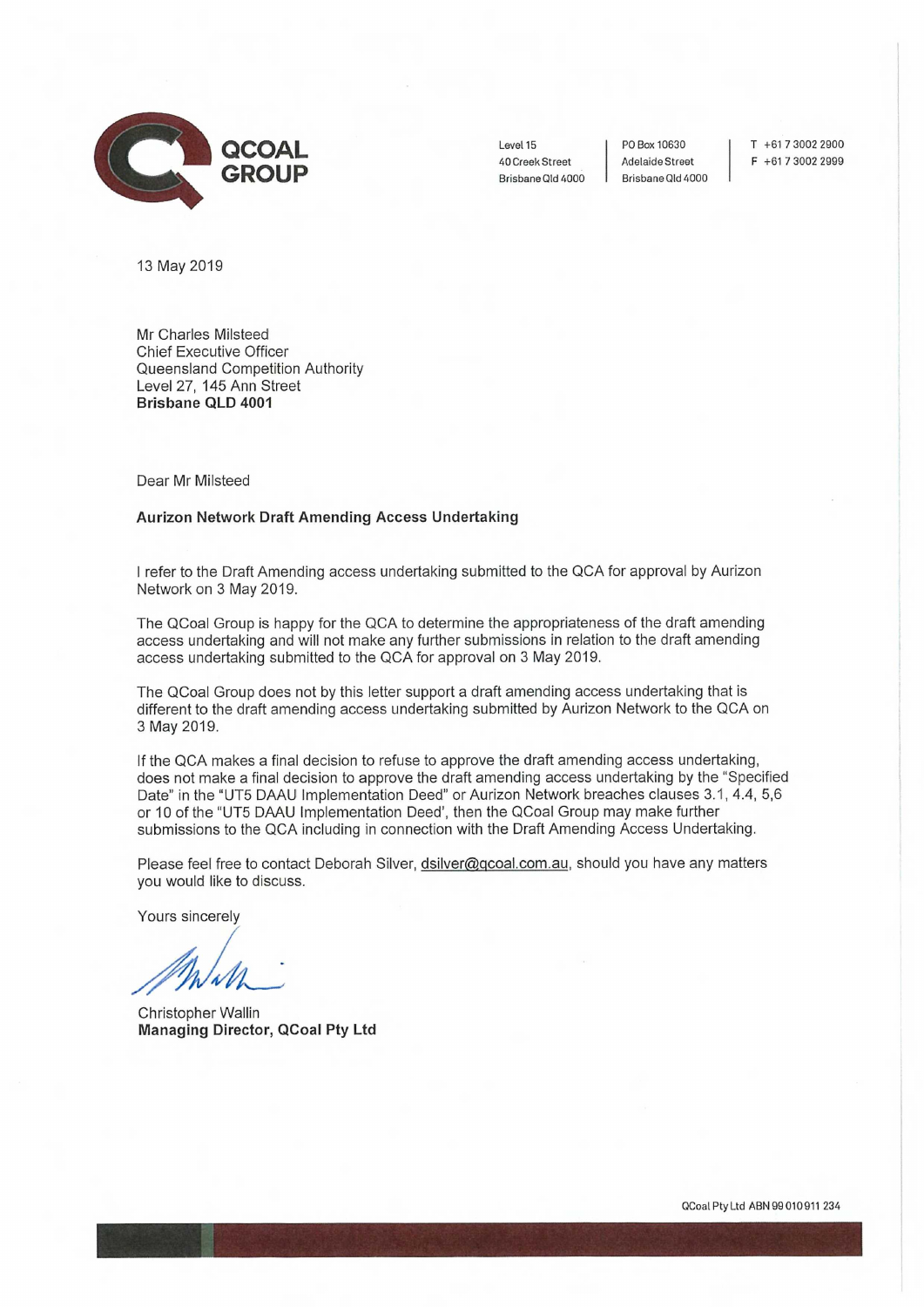**QCOAL GROUP**

Level 15
40 Creek Street
Brisbane Qld 4000

PO Box 10630
Adelaide Street
Brisbane Qld 4000

T +61 7 3002 2900
F +61 7 3002 2999

13 May 2019

Mr Charles Milsteed
Chief Executive Officer
Queensland Competition Authority
Level 27, 145 Ann Street
**Brisbane QLD 4001**

Dear Mr Milsteed

**Aurizon Network Draft Amending Access Undertaking**

I refer to the Draft Amending access undertaking submitted to the QCA for approval by Aurizon Network on 3 May 2019.

The QCoal Group is happy for the QCA to determine the appropriateness of the draft amending access undertaking and will not make any further submissions in relation to the draft amending access undertaking submitted to the QCA for approval on 3 May 2019.

The QCoal Group does not by this letter support a draft amending access undertaking that is different to the draft amending access undertaking submitted by Aurizon Network to the QCA on 3 May 2019.

If the QCA makes a final decision to refuse to approve the draft amending access undertaking, does not make a final decision to approve the draft amending access undertaking by the "Specified Date" in the "UT5 DAAU Implementation Deed" or Aurizon Network breaches clauses 3.1, 4.4, 5,6 or 10 of the "UT5 DAAU Implementation Deed', then the QCoal Group may make further submissions to the QCA including in connection with the Draft Amending Access Undertaking.

Please feel free to contact Deborah Silver, dsilver@qcoal.com.au, should you have any matters you would like to discuss.

Yours sincerely

Christopher Wallin
**Managing Director, QCoal Pty Ltd**

QCoal Pty Ltd ABN 99 010 911 234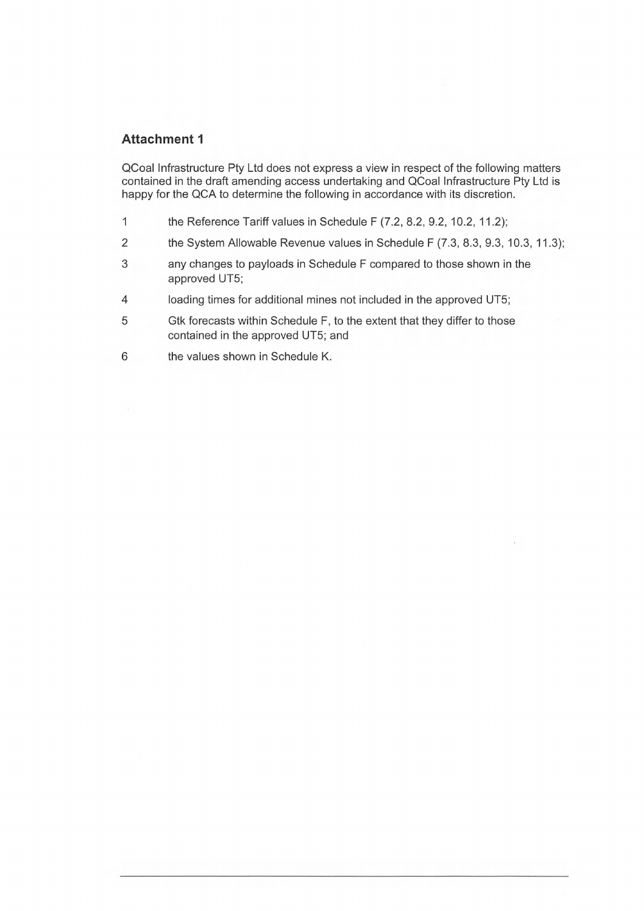## Attachment 1

QCoal Infrastructure Pty Ltd does not express a view in respect of the following matters contained in the draft amending access undertaking and QCoal Infrastructure Pty Ltd is happy for the QCA to determine the following in accordance with its discretion.

1. the Reference Tariff values in Schedule F (7.2, 8.2, 9.2, 10.2, 11.2);
2. the System Allowable Revenue values in Schedule F (7.3, 8.3, 9.3, 10.3, 11.3);
3. any changes to payloads in Schedule F compared to those shown in the approved UT5;
4. loading times for additional mines not included in the approved UT5;
5. Gtk forecasts within Schedule F, to the extent that they differ to those contained in the approved UT5; and
6. the values shown in Schedule K.